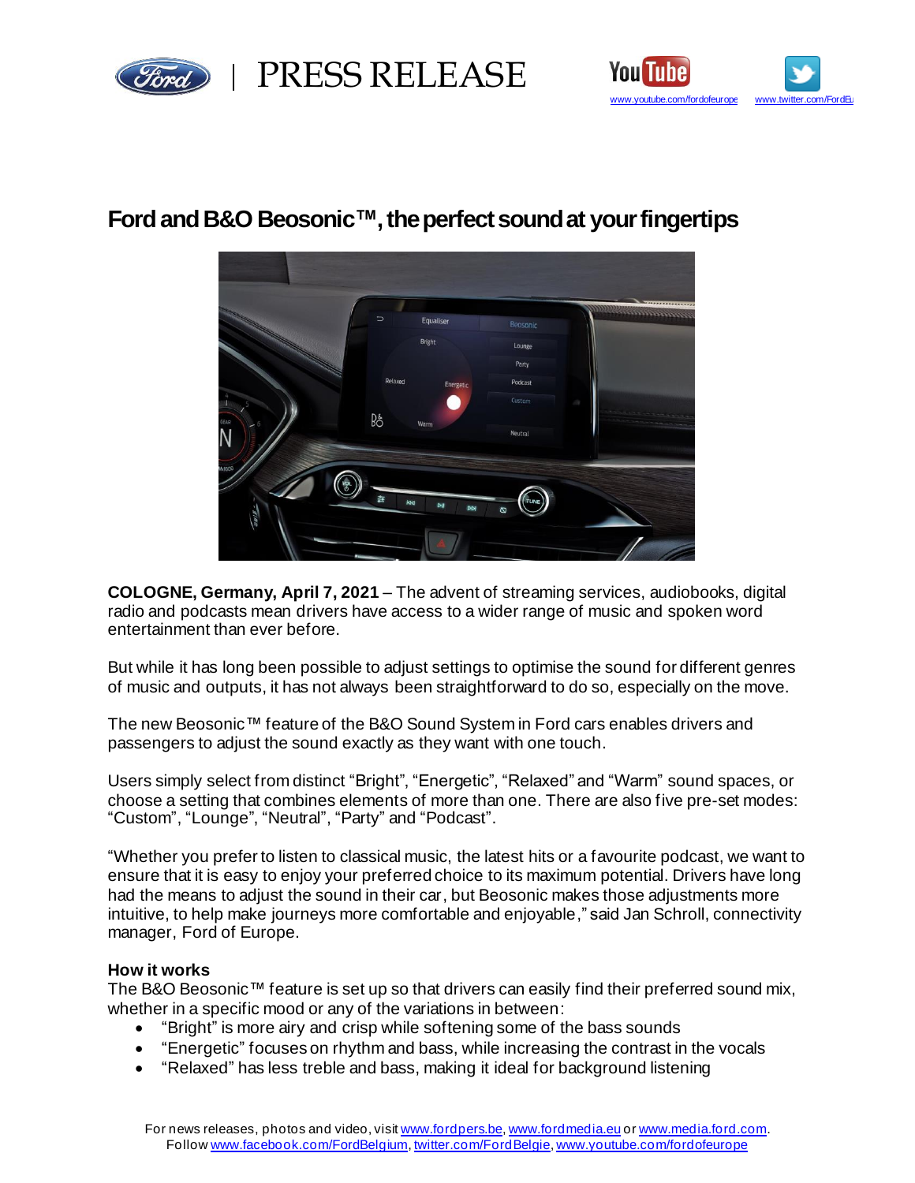PRESS RELEASE

www.youtube.com/fordofeurope www.twitter.com/FordEu

# Ford and B&O Beosonic™, the perfect sound at your fingertips

**COLOGNE, Germany, April 7, 2021** – The advent of streaming services, audiobooks, digital radio and podcasts mean drivers have access to a wider range of music and spoken word entertainment than ever before.

But while it has long been possible to adjust settings to optimise the sound for different genres of music and outputs, it has not always been straightforward to do so, especially on the move.

The new Beosonic™ feature of the B&O Sound System in Ford cars enables drivers and passengers to adjust the sound exactly as they want with one touch.

Users simply select from distinct "Bright", "Energetic", "Relaxed" and "Warm" sound spaces, or choose a setting that combines elements of more than one. There are also five pre-set modes: "Custom", "Lounge", "Neutral", "Party" and "Podcast".

"Whether you prefer to listen to classical music, the latest hits or a favourite podcast, we want to ensure that it is easy to enjoy your preferred choice to its maximum potential. Drivers have long had the means to adjust the sound in their car, but Beosonic makes those adjustments more intuitive, to help make journeys more comfortable and enjoyable," said Jan Schroll, connectivity manager, Ford of Europe.

**How it works**

The B&O Beosonic™ feature is set up so that drivers can easily find their preferred sound mix, whether in a specific mood or any of the variations in between:

- "Bright" is more airy and crisp while softening some of the bass sounds
- "Energetic" focuses on rhythm and bass, while increasing the contrast in the vocals
- "Relaxed" has less treble and bass, making it ideal for background listening

For news releases, photos and video, visit www.fordpers.be, www.fordmedia.eu or www.media.ford.com. Follow www.facebook.com/FordBelgium, twitter.com/FordBelgie, www.youtube.com/fordofeurope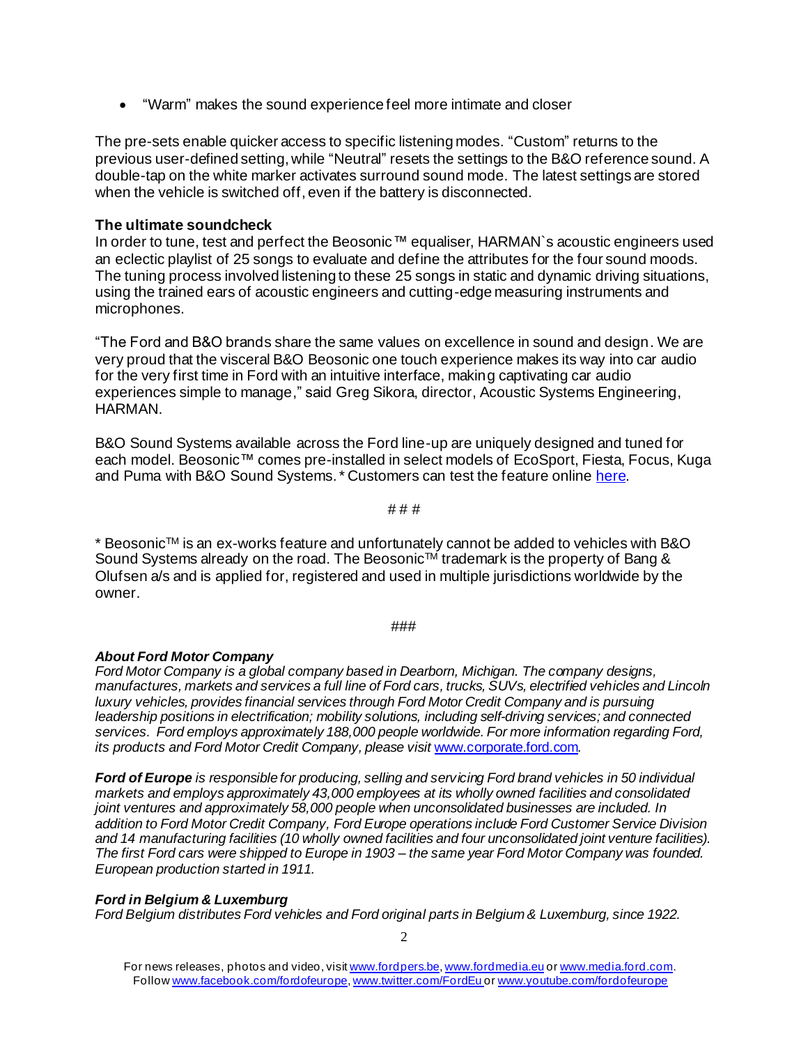- "Warm" makes the sound experience feel more intimate and closer

The pre-sets enable quicker access to specific listening modes. "Custom" returns to the previous user-defined setting, while "Neutral" resets the settings to the B&O reference sound. A double-tap on the white marker activates surround sound mode. The latest settings are stored when the vehicle is switched off, even if the battery is disconnected.

**The ultimate soundcheck**

In order to tune, test and perfect the Beosonic™ equaliser, HARMAN`s acoustic engineers used an eclectic playlist of 25 songs to evaluate and define the attributes for the four sound moods. The tuning process involved listening to these 25 songs in static and dynamic driving situations, using the trained ears of acoustic engineers and cutting-edge measuring instruments and microphones.

"The Ford and B&O brands share the same values on excellence in sound and design. We are very proud that the visceral B&O Beosonic one touch experience makes its way into car audio for the very first time in Ford with an intuitive interface, making captivating car audio experiences simple to manage," said Greg Sikora, director, Acoustic Systems Engineering, HARMAN.

B&O Sound Systems available across the Ford line-up are uniquely designed and tuned for each model. Beosonic™ comes pre-installed in select models of EcoSport, Fiesta, Focus, Kuga and Puma with B&O Sound Systems.* Customers can test the feature online [here](here).

# # #

* Beosonic™ is an ex-works feature and unfortunately cannot be added to vehicles with B&O Sound Systems already on the road. The Beosonic™ trademark is the property of Bang & Olufsen a/s and is applied for, registered and used in multiple jurisdictions worldwide by the owner.

###

***About Ford Motor Company***

*Ford Motor Company is a global company based in Dearborn, Michigan. The company designs, manufactures, markets and services a full line of Ford cars, trucks, SUVs, electrified vehicles and Lincoln luxury vehicles, provides financial services through Ford Motor Credit Company and is pursuing leadership positions in electrification; mobility solutions, including self-driving services; and connected services. Ford employs approximately 188,000 people worldwide. For more information regarding Ford, its products and Ford Motor Credit Company, please visit [www.corporate.ford.com](www.corporate.ford.com).*

***Ford of Europe** is responsible for producing, selling and servicing Ford brand vehicles in 50 individual markets and employs approximately 43,000 employees at its wholly owned facilities and consolidated joint ventures and approximately 58,000 people when unconsolidated businesses are included. In addition to Ford Motor Credit Company, Ford Europe operations include Ford Customer Service Division and 14 manufacturing facilities (10 wholly owned facilities and four unconsolidated joint venture facilities). The first Ford cars were shipped to Europe in 1903 – the same year Ford Motor Company was founded. European production started in 1911.*

***Ford in Belgium & Luxemburg***

*Ford Belgium distributes Ford vehicles and Ford original parts in Belgium & Luxemburg, since 1922.*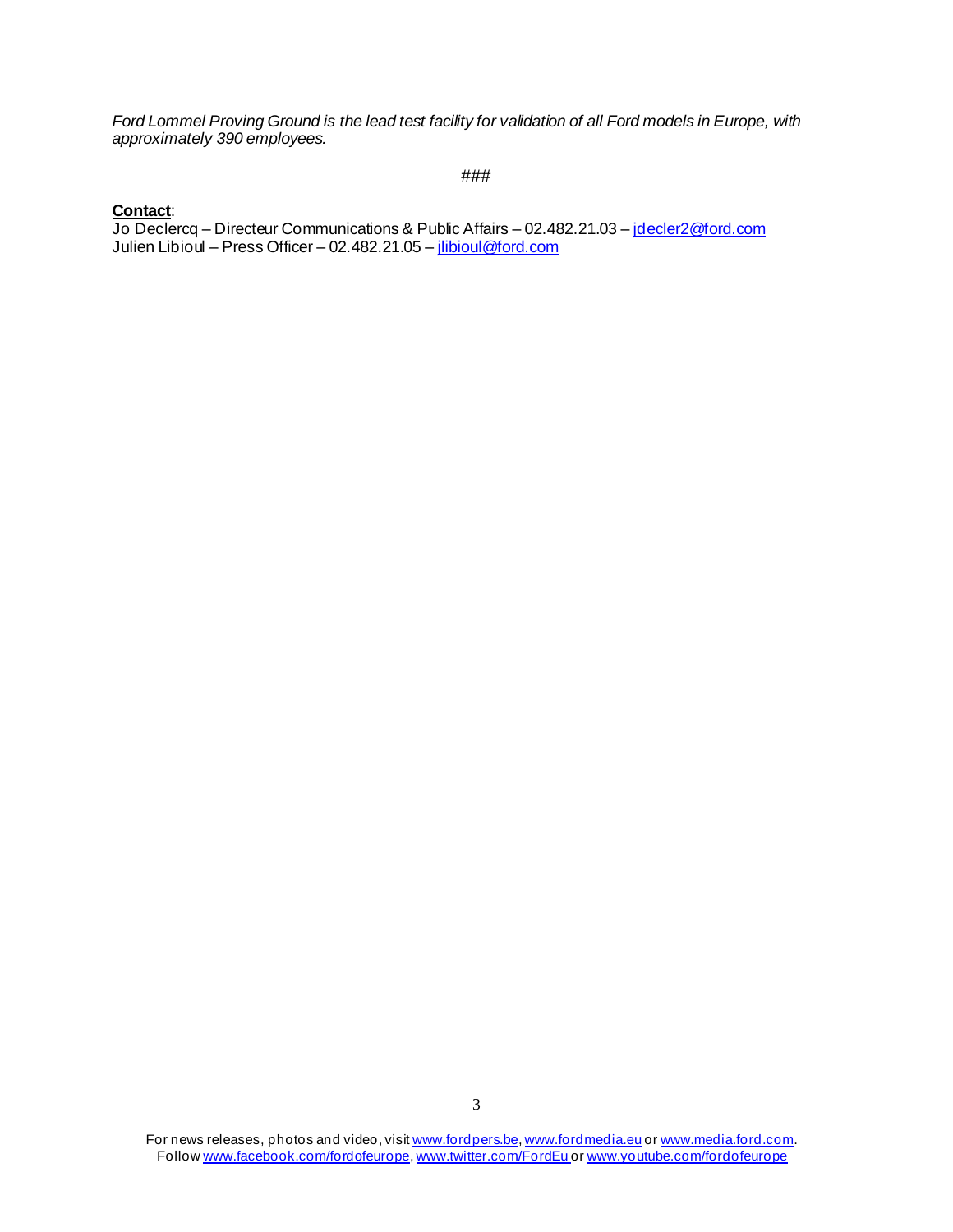*Ford Lommel Proving Ground is the lead test facility for validation of all Ford models in Europe, with approximately 390 employees.*

###

**Contact**:
Jo Declercq – Directeur Communications & Public Affairs – 02.482.21.03 – jdecler2@ford.com
Julien Libioul – Press Officer – 02.482.21.05 – jlibioul@ford.com

For news releases, photos and video, visit www.fordpers.be, www.fordmedia.eu or www.media.ford.com.
Follow www.facebook.com/fordofeurope, www.twitter.com/FordEu or www.youtube.com/fordofeurope